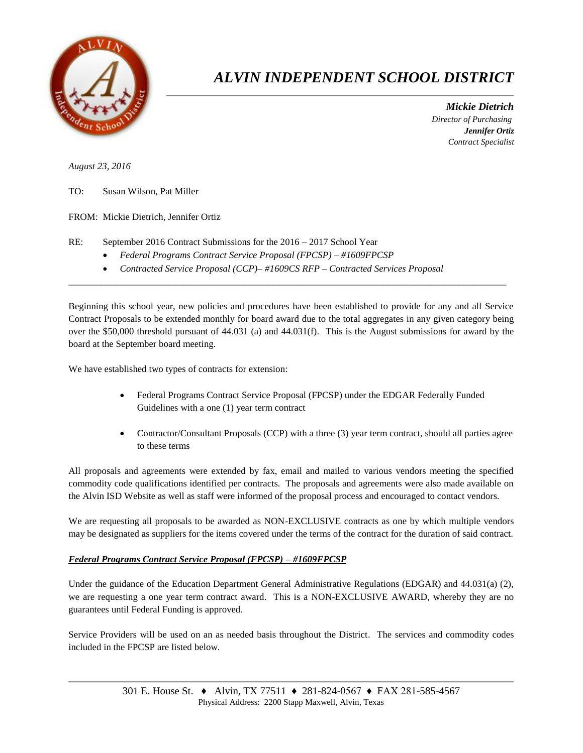# *ALVIN INDEPENDENT SCHOOL DISTRICT*

***Mickie Dietrich***
*Director of Purchasing*
***Jennifer Ortiz***
*Contract Specialist*

*August 23, 2016*

TO: Susan Wilson, Pat Miller

FROM: Mickie Dietrich, Jennifer Ortiz

RE: September 2016 Contract Submissions for the 2016 – 2017 School Year

- *Federal Programs Contract Service Proposal (FPCSP) – #1609FPCSP*
- *Contracted Service Proposal (CCP)– #1609CS RFP – Contracted Services Proposal*

---

Beginning this school year, new policies and procedures have been established to provide for any and all Service Contract Proposals to be extended monthly for board award due to the total aggregates in any given category being over the $50,000 threshold pursuant of 44.031 (a) and 44.031(f). This is the August submissions for award by the board at the September board meeting.

We have established two types of contracts for extension:

- Federal Programs Contract Service Proposal (FPCSP) under the EDGAR Federally Funded Guidelines with a one (1) year term contract
- Contractor/Consultant Proposals (CCP) with a three (3) year term contract, should all parties agree to these terms

All proposals and agreements were extended by fax, email and mailed to various vendors meeting the specified commodity code qualifications identified per contracts. The proposals and agreements were also made available on the Alvin ISD Website as well as staff were informed of the proposal process and encouraged to contact vendors.

We are requesting all proposals to be awarded as NON-EXCLUSIVE contracts as one by which multiple vendors may be designated as suppliers for the items covered under the terms of the contract for the duration of said contract.

***Federal Programs Contract Service Proposal (FPCSP) – #1609FPCSP***

Under the guidance of the Education Department General Administrative Regulations (EDGAR) and 44.031(a) (2), we are requesting a one year term contract award. This is a NON-EXCLUSIVE AWARD, whereby they are no guarantees until Federal Funding is approved.

Service Providers will be used on an as needed basis throughout the District. The services and commodity codes included in the FPCSP are listed below.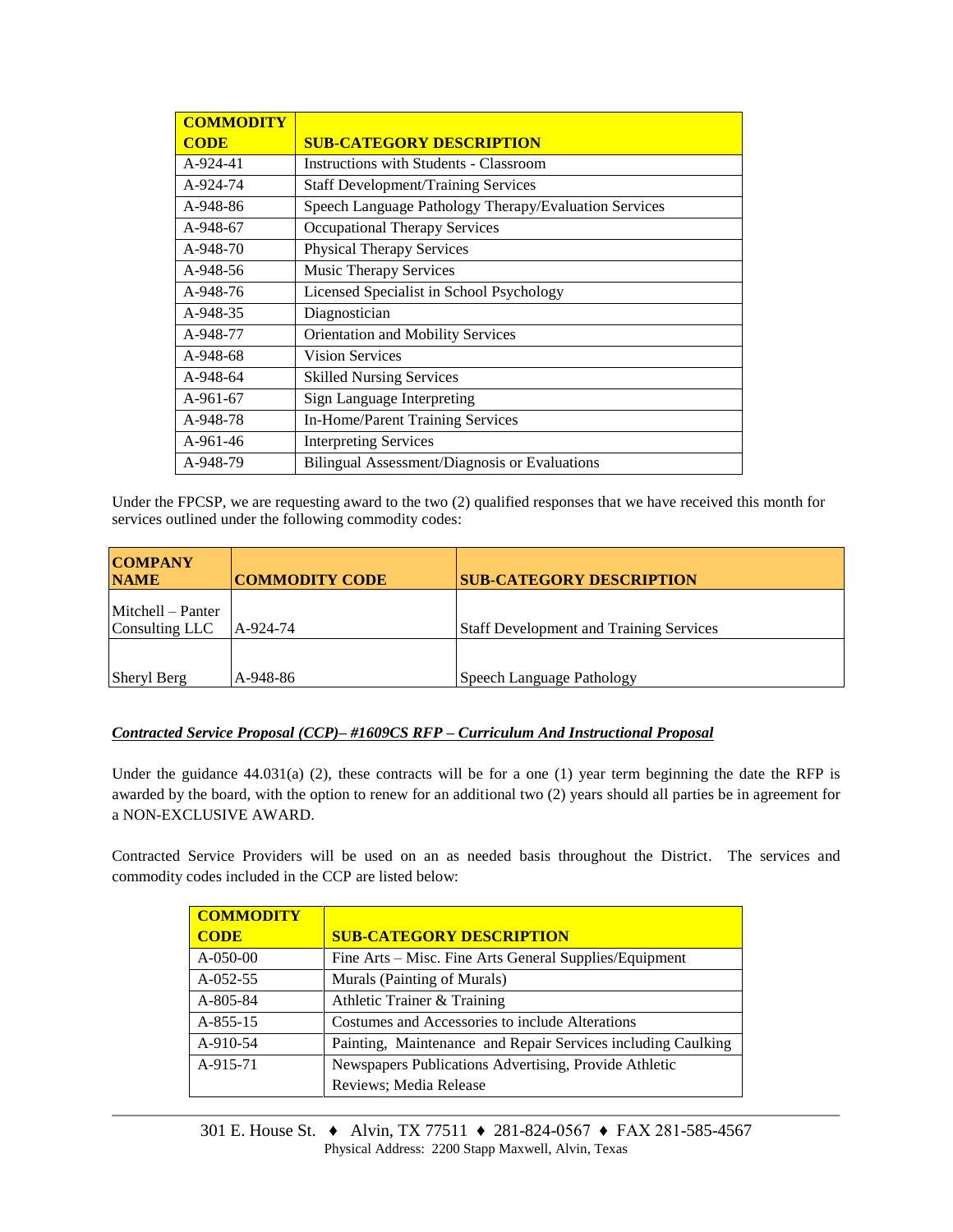| COMMODITY CODE | SUB-CATEGORY DESCRIPTION |
| --- | --- |
| A-924-41 | Instructions with Students - Classroom |
| A-924-74 | Staff Development/Training Services |
| A-948-86 | Speech Language Pathology Therapy/Evaluation Services |
| A-948-67 | Occupational Therapy Services |
| A-948-70 | Physical Therapy Services |
| A-948-56 | Music Therapy Services |
| A-948-76 | Licensed Specialist in School Psychology |
| A-948-35 | Diagnostician |
| A-948-77 | Orientation and Mobility Services |
| A-948-68 | Vision Services |
| A-948-64 | Skilled Nursing Services |
| A-961-67 | Sign Language Interpreting |
| A-948-78 | In-Home/Parent Training Services |
| A-961-46 | Interpreting Services |
| A-948-79 | Bilingual Assessment/Diagnosis or Evaluations |

Under the FPCSP, we are requesting award to the two (2) qualified responses that we have received this month for services outlined under the following commodity codes:

| COMPANY NAME | COMMODITY CODE | SUB-CATEGORY DESCRIPTION |
| --- | --- | --- |
| Mitchell – Panter Consulting LLC | A-924-74 | Staff Development and Training Services |
| Sheryl Berg | A-948-86 | Speech Language Pathology |

***Contracted Service Proposal (CCP)– #1609CS RFP – Curriculum And Instructional Proposal***

Under the guidance 44.031(a) (2), these contracts will be for a one (1) year term beginning the date the RFP is awarded by the board, with the option to renew for an additional two (2) years should all parties be in agreement for a NON-EXCLUSIVE AWARD.

Contracted Service Providers will be used on an as needed basis throughout the District. The services and commodity codes included in the CCP are listed below:

| COMMODITY CODE | SUB-CATEGORY DESCRIPTION |
| --- | --- |
| A-050-00 | Fine Arts – Misc. Fine Arts General Supplies/Equipment |
| A-052-55 | Murals (Painting of Murals) |
| A-805-84 | Athletic Trainer & Training |
| A-855-15 | Costumes and Accessories to include Alterations |
| A-910-54 | Painting, Maintenance and Repair Services including Caulking |
| A-915-71 | Newspapers Publications Advertising, Provide Athletic Reviews; Media Release |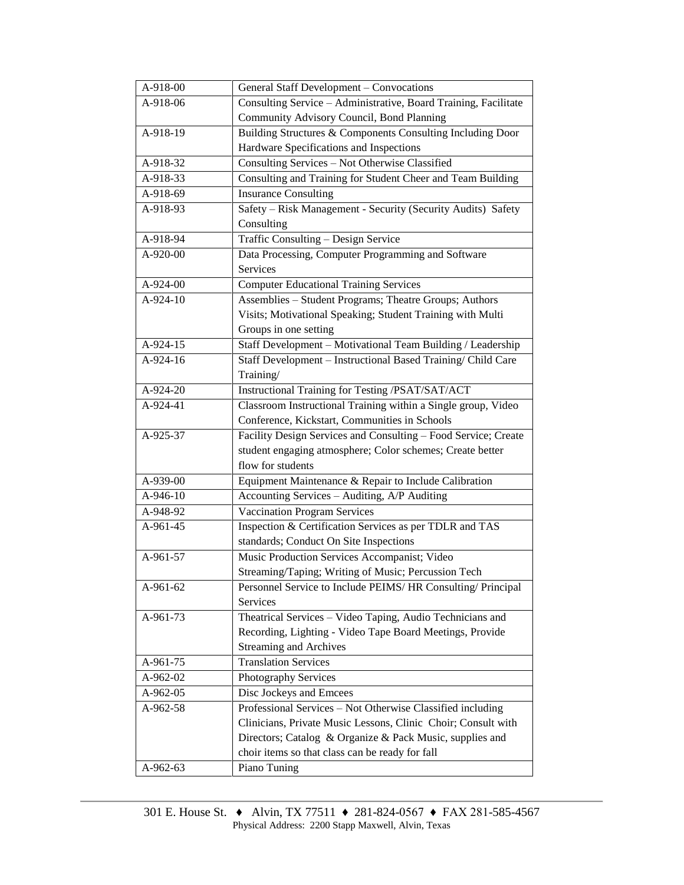| | |
|---|---|
| A-918-00 | General Staff Development – Convocations |
| A-918-06 | Consulting Service – Administrative, Board Training, Facilitate Community Advisory Council, Bond Planning |
| A-918-19 | Building Structures & Components Consulting Including Door Hardware Specifications and Inspections |
| A-918-32 | Consulting Services – Not Otherwise Classified |
| A-918-33 | Consulting and Training for Student Cheer and Team Building |
| A-918-69 | Insurance Consulting |
| A-918-93 | Safety – Risk Management - Security (Security Audits) Safety Consulting |
| A-918-94 | Traffic Consulting – Design Service |
| A-920-00 | Data Processing, Computer Programming and Software Services |
| A-924-00 | Computer Educational Training Services |
| A-924-10 | Assemblies – Student Programs; Theatre Groups; Authors Visits; Motivational Speaking; Student Training with Multi Groups in one setting |
| A-924-15 | Staff Development – Motivational Team Building / Leadership |
| A-924-16 | Staff Development – Instructional Based Training/ Child Care Training/ |
| A-924-20 | Instructional Training for Testing /PSAT/SAT/ACT |
| A-924-41 | Classroom Instructional Training within a Single group, Video Conference, Kickstart, Communities in Schools |
| A-925-37 | Facility Design Services and Consulting – Food Service; Create student engaging atmosphere; Color schemes; Create better flow for students |
| A-939-00 | Equipment Maintenance & Repair to Include Calibration |
| A-946-10 | Accounting Services – Auditing, A/P Auditing |
| A-948-92 | Vaccination Program Services |
| A-961-45 | Inspection & Certification Services as per TDLR and TAS standards; Conduct On Site Inspections |
| A-961-57 | Music Production Services Accompanist; Video Streaming/Taping; Writing of Music; Percussion Tech |
| A-961-62 | Personnel Service to Include PEIMS/ HR Consulting/ Principal Services |
| A-961-73 | Theatrical Services – Video Taping, Audio Technicians and Recording, Lighting - Video Tape Board Meetings, Provide Streaming and Archives |
| A-961-75 | Translation Services |
| A-962-02 | Photography Services |
| A-962-05 | Disc Jockeys and Emcees |
| A-962-58 | Professional Services – Not Otherwise Classified including Clinicians, Private Music Lessons, Clinic Choir; Consult with Directors; Catalog & Organize & Pack Music, supplies and choir items so that class can be ready for fall |
| A-962-63 | Piano Tuning |

301 E. House St. ♦ Alvin, TX 77511 ♦ 281-824-0567 ♦ FAX 281-585-4567
Physical Address: 2200 Stapp Maxwell, Alvin, Texas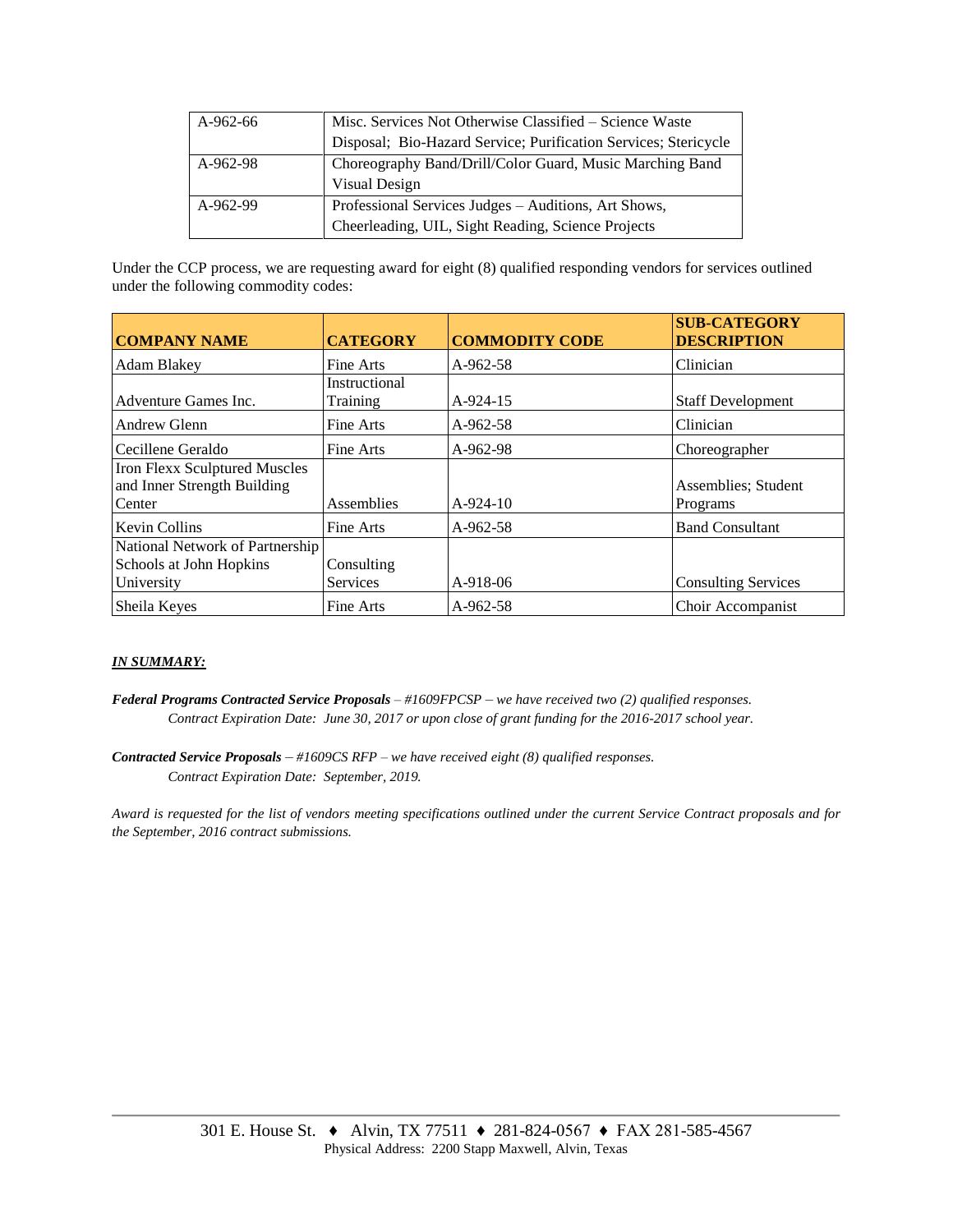| | |
|---|---|
| A-962-66 | Misc. Services Not Otherwise Classified – Science Waste Disposal; Bio-Hazard Service; Purification Services; Stericycle |
| A-962-98 | Choreography Band/Drill/Color Guard, Music Marching Band Visual Design |
| A-962-99 | Professional Services Judges – Auditions, Art Shows, Cheerleading, UIL, Sight Reading, Science Projects |

Under the CCP process, we are requesting award for eight (8) qualified responding vendors for services outlined under the following commodity codes:

| COMPANY NAME | CATEGORY | COMMODITY CODE | SUB-CATEGORY DESCRIPTION |
|---|---|---|---|
| Adam Blakey | Fine Arts | A-962-58 | Clinician |
| Adventure Games Inc. | Instructional Training | A-924-15 | Staff Development |
| Andrew Glenn | Fine Arts | A-962-58 | Clinician |
| Cecillene Geraldo | Fine Arts | A-962-98 | Choreographer |
| Iron Flexx Sculptured Muscles and Inner Strength Building Center | Assemblies | A-924-10 | Assemblies; Student Programs |
| Kevin Collins | Fine Arts | A-962-58 | Band Consultant |
| National Network of Partnership Schools at John Hopkins University | Consulting Services | A-918-06 | Consulting Services |
| Sheila Keyes | Fine Arts | A-962-58 | Choir Accompanist |

***IN SUMMARY:***

***Federal Programs Contracted Service Proposals*** *– #1609FPCSP – we have received two (2) qualified responses.*
*Contract Expiration Date: June 30, 2017 or upon close of grant funding for the 2016-2017 school year.*

***Contracted Service Proposals*** *– #1609CS RFP – we have received eight (8) qualified responses.*
*Contract Expiration Date: September, 2019.*

*Award is requested for the list of vendors meeting specifications outlined under the current Service Contract proposals and for the September, 2016 contract submissions.*